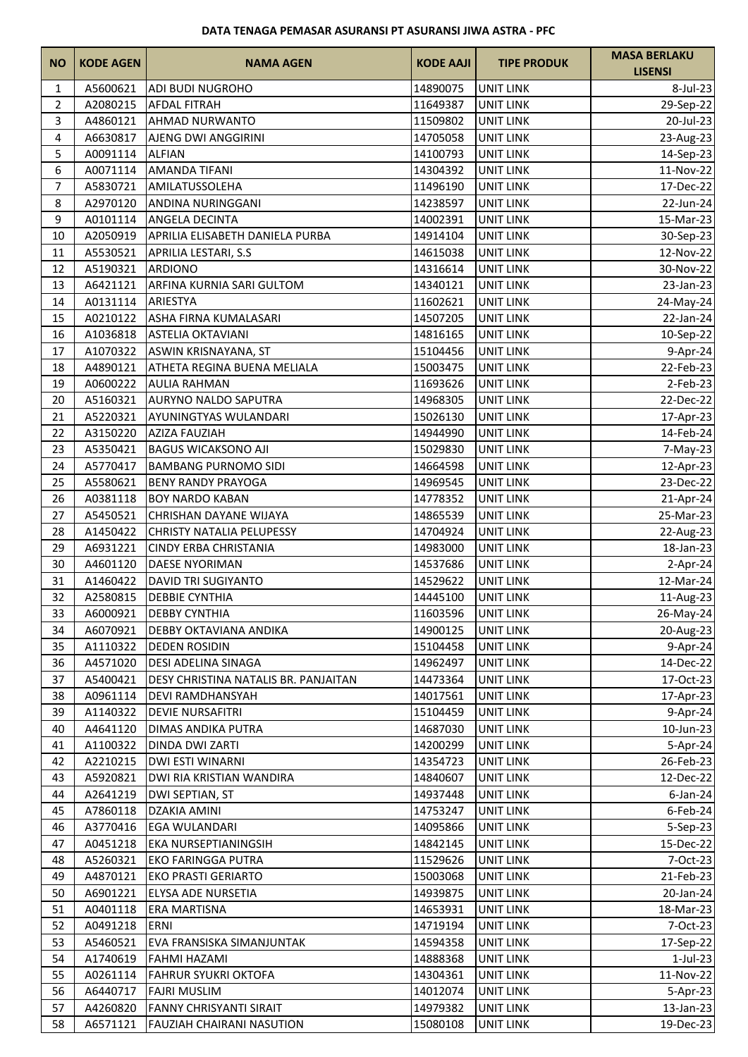**DATA TENAGA PEMASAR ASURANSI PT ASURANSI JIWA ASTRA - PFC**

| NO | KODE AGEN | NAMA AGEN | KODE AAJI | TIPE PRODUK | MASA BERLAKU LISENSI |
|---|---|---|---|---|---|
| 1 | A5600621 | ADI BUDI NUGROHO | 14890075 | UNIT LINK | 8-Jul-23 |
| 2 | A2080215 | AFDAL FITRAH | 11649387 | UNIT LINK | 29-Sep-22 |
| 3 | A4860121 | AHMAD NURWANTO | 11509802 | UNIT LINK | 20-Jul-23 |
| 4 | A6630817 | AJENG DWI ANGGIRINI | 14705058 | UNIT LINK | 23-Aug-23 |
| 5 | A0091114 | ALFIAN | 14100793 | UNIT LINK | 14-Sep-23 |
| 6 | A0071114 | AMANDA TIFANI | 14304392 | UNIT LINK | 11-Nov-22 |
| 7 | A5830721 | AMILATUSSOLEHA | 11496190 | UNIT LINK | 17-Dec-22 |
| 8 | A2970120 | ANDINA NURINGGANI | 14238597 | UNIT LINK | 22-Jun-24 |
| 9 | A0101114 | ANGELA DECINTA | 14002391 | UNIT LINK | 15-Mar-23 |
| 10 | A2050919 | APRILIA ELISABETH DANIELA PURBA | 14914104 | UNIT LINK | 30-Sep-23 |
| 11 | A5530521 | APRILIA LESTARI, S.S | 14615038 | UNIT LINK | 12-Nov-22 |
| 12 | A5190321 | ARDIONO | 14316614 | UNIT LINK | 30-Nov-22 |
| 13 | A6421121 | ARFINA KURNIA SARI GULTOM | 14340121 | UNIT LINK | 23-Jan-23 |
| 14 | A0131114 | ARIESTYA | 11602621 | UNIT LINK | 24-May-24 |
| 15 | A0210122 | ASHA FIRNA KUMALASARI | 14507205 | UNIT LINK | 22-Jan-24 |
| 16 | A1036818 | ASTELIA OKTAVIANI | 14816165 | UNIT LINK | 10-Sep-22 |
| 17 | A1070322 | ASWIN KRISNAYANA, ST | 15104456 | UNIT LINK | 9-Apr-24 |
| 18 | A4890121 | ATHETA REGINA BUENA MELIALA | 15003475 | UNIT LINK | 22-Feb-23 |
| 19 | A0600222 | AULIA RAHMAN | 11693626 | UNIT LINK | 2-Feb-23 |
| 20 | A5160321 | AURYNO NALDO SAPUTRA | 14968305 | UNIT LINK | 22-Dec-22 |
| 21 | A5220321 | AYUNINGTYAS WULANDARI | 15026130 | UNIT LINK | 17-Apr-23 |
| 22 | A3150220 | AZIZA FAUZIAH | 14944990 | UNIT LINK | 14-Feb-24 |
| 23 | A5350421 | BAGUS WICAKSONO AJI | 15029830 | UNIT LINK | 7-May-23 |
| 24 | A5770417 | BAMBANG PURNOMO SIDI | 14664598 | UNIT LINK | 12-Apr-23 |
| 25 | A5580621 | BENY RANDY PRAYOGA | 14969545 | UNIT LINK | 23-Dec-22 |
| 26 | A0381118 | BOY NARDO KABAN | 14778352 | UNIT LINK | 21-Apr-24 |
| 27 | A5450521 | CHRISHAN DAYANE WIJAYA | 14865539 | UNIT LINK | 25-Mar-23 |
| 28 | A1450422 | CHRISTY NATALIA PELUPESSY | 14704924 | UNIT LINK | 22-Aug-23 |
| 29 | A6931221 | CINDY ERBA CHRISTANIA | 14983000 | UNIT LINK | 18-Jan-23 |
| 30 | A4601120 | DAESE NYORIMAN | 14537686 | UNIT LINK | 2-Apr-24 |
| 31 | A1460422 | DAVID TRI SUGIYANTO | 14529622 | UNIT LINK | 12-Mar-24 |
| 32 | A2580815 | DEBBIE CYNTHIA | 14445100 | UNIT LINK | 11-Aug-23 |
| 33 | A6000921 | DEBBY CYNTHIA | 11603596 | UNIT LINK | 26-May-24 |
| 34 | A6070921 | DEBBY OKTAVIANA ANDIKA | 14900125 | UNIT LINK | 20-Aug-23 |
| 35 | A1110322 | DEDEN ROSIDIN | 15104458 | UNIT LINK | 9-Apr-24 |
| 36 | A4571020 | DESI ADELINA SINAGA | 14962497 | UNIT LINK | 14-Dec-22 |
| 37 | A5400421 | DESY CHRISTINA NATALIS BR. PANJAITAN | 14473364 | UNIT LINK | 17-Oct-23 |
| 38 | A0961114 | DEVI RAMDHANSYAH | 14017561 | UNIT LINK | 17-Apr-23 |
| 39 | A1140322 | DEVIE NURSAFITRI | 15104459 | UNIT LINK | 9-Apr-24 |
| 40 | A4641120 | DIMAS ANDIKA PUTRA | 14687030 | UNIT LINK | 10-Jun-23 |
| 41 | A1100322 | DINDA DWI ZARTI | 14200299 | UNIT LINK | 5-Apr-24 |
| 42 | A2210215 | DWI ESTI WINARNI | 14354723 | UNIT LINK | 26-Feb-23 |
| 43 | A5920821 | DWI RIA KRISTIAN WANDIRA | 14840607 | UNIT LINK | 12-Dec-22 |
| 44 | A2641219 | DWI SEPTIAN, ST | 14937448 | UNIT LINK | 6-Jan-24 |
| 45 | A7860118 | DZAKIA AMINI | 14753247 | UNIT LINK | 6-Feb-24 |
| 46 | A3770416 | EGA WULANDARI | 14095866 | UNIT LINK | 5-Sep-23 |
| 47 | A0451218 | EKA NURSEPTIANINGSIH | 14842145 | UNIT LINK | 15-Dec-22 |
| 48 | A5260321 | EKO FARINGGA PUTRA | 11529626 | UNIT LINK | 7-Oct-23 |
| 49 | A4870121 | EKO PRASTI GERIARTO | 15003068 | UNIT LINK | 21-Feb-23 |
| 50 | A6901221 | ELYSA ADE NURSETIA | 14939875 | UNIT LINK | 20-Jan-24 |
| 51 | A0401118 | ERA MARTISNA | 14653931 | UNIT LINK | 18-Mar-23 |
| 52 | A0491218 | ERNI | 14719194 | UNIT LINK | 7-Oct-23 |
| 53 | A5460521 | EVA FRANSISKA SIMANJUNTAK | 14594358 | UNIT LINK | 17-Sep-22 |
| 54 | A1740619 | FAHMI HAZAMI | 14888368 | UNIT LINK | 1-Jul-23 |
| 55 | A0261114 | FAHRUR SYUKRI OKTOFA | 14304361 | UNIT LINK | 11-Nov-22 |
| 56 | A6440717 | FAJRI MUSLIM | 14012074 | UNIT LINK | 5-Apr-23 |
| 57 | A4260820 | FANNY CHRISYANTI SIRAIT | 14979382 | UNIT LINK | 13-Jan-23 |
| 58 | A6571121 | FAUZIAH CHAIRANI NASUTION | 15080108 | UNIT LINK | 19-Dec-23 |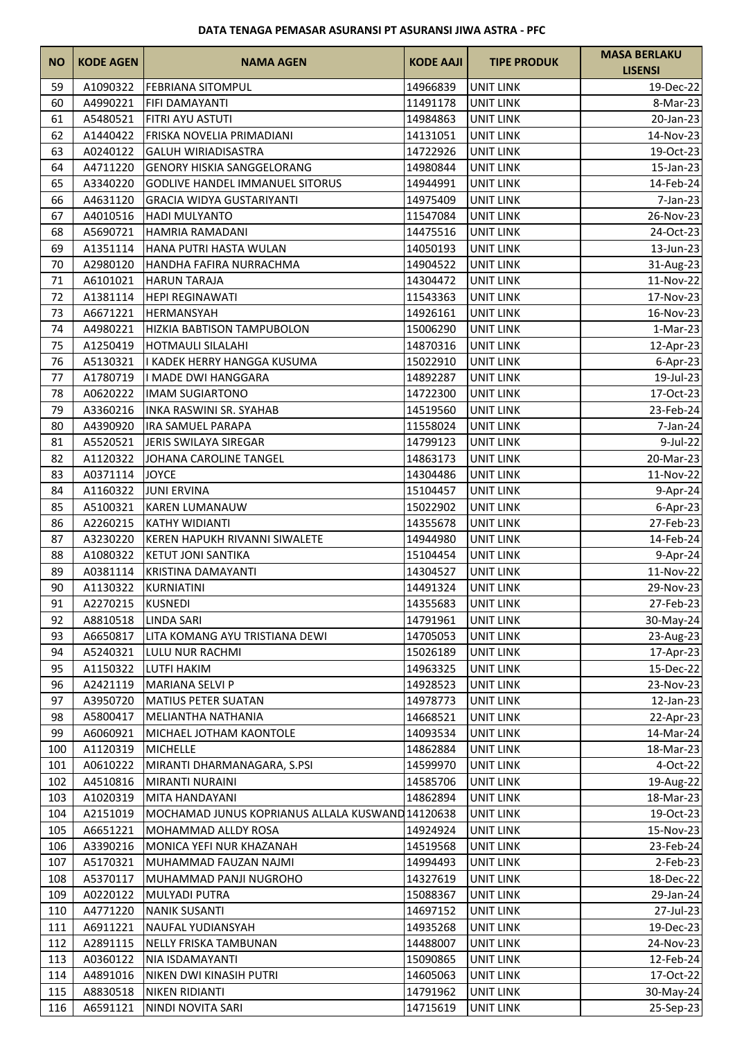**DATA TENAGA PEMASAR ASURANSI PT ASURANSI JIWA ASTRA - PFC**

| NO | KODE AGEN | NAMA AGEN | KODE AAJI | TIPE PRODUK | MASA BERLAKU LISENSI |
|---|---|---|---|---|---|
| 59 | A1090322 | FEBRIANA SITOMPUL | 14966839 | UNIT LINK | 19-Dec-22 |
| 60 | A4990221 | FIFI DAMAYANTI | 11491178 | UNIT LINK | 8-Mar-23 |
| 61 | A5480521 | FITRI AYU ASTUTI | 14984863 | UNIT LINK | 20-Jan-23 |
| 62 | A1440422 | FRISKA NOVELIA PRIMADIANI | 14131051 | UNIT LINK | 14-Nov-23 |
| 63 | A0240122 | GALUH WIRIADISASTRA | 14722926 | UNIT LINK | 19-Oct-23 |
| 64 | A4711220 | GENORY HISKIA SANGGELORANG | 14980844 | UNIT LINK | 15-Jan-23 |
| 65 | A3340220 | GODLIVE HANDEL IMMANUEL SITORUS | 14944991 | UNIT LINK | 14-Feb-24 |
| 66 | A4631120 | GRACIA WIDYA GUSTARIYANTI | 14975409 | UNIT LINK | 7-Jan-23 |
| 67 | A4010516 | HADI MULYANTO | 11547084 | UNIT LINK | 26-Nov-23 |
| 68 | A5690721 | HAMRIA RAMADANI | 14475516 | UNIT LINK | 24-Oct-23 |
| 69 | A1351114 | HANA PUTRI HASTA WULAN | 14050193 | UNIT LINK | 13-Jun-23 |
| 70 | A2980120 | HANDHA FAFIRA NURRACHMA | 14904522 | UNIT LINK | 31-Aug-23 |
| 71 | A6101021 | HARUN TARAJA | 14304472 | UNIT LINK | 11-Nov-22 |
| 72 | A1381114 | HEPI REGINAWATI | 11543363 | UNIT LINK | 17-Nov-23 |
| 73 | A6671221 | HERMANSYAH | 14926161 | UNIT LINK | 16-Nov-23 |
| 74 | A4980221 | HIZKIA BABTISON TAMPUBOLON | 15006290 | UNIT LINK | 1-Mar-23 |
| 75 | A1250419 | HOTMAULI SILALAHI | 14870316 | UNIT LINK | 12-Apr-23 |
| 76 | A5130321 | I KADEK HERRY HANGGA KUSUMA | 15022910 | UNIT LINK | 6-Apr-23 |
| 77 | A1780719 | I MADE DWI HANGGARA | 14892287 | UNIT LINK | 19-Jul-23 |
| 78 | A0620222 | IMAM SUGIARTONO | 14722300 | UNIT LINK | 17-Oct-23 |
| 79 | A3360216 | INKA RASWINI SR. SYAHAB | 14519560 | UNIT LINK | 23-Feb-24 |
| 80 | A4390920 | IRA SAMUEL PARAPA | 11558024 | UNIT LINK | 7-Jan-24 |
| 81 | A5520521 | JERIS SWILAYA SIREGAR | 14799123 | UNIT LINK | 9-Jul-22 |
| 82 | A1120322 | JOHANA CAROLINE TANGEL | 14863173 | UNIT LINK | 20-Mar-23 |
| 83 | A0371114 | JOYCE | 14304486 | UNIT LINK | 11-Nov-22 |
| 84 | A1160322 | JUNI ERVINA | 15104457 | UNIT LINK | 9-Apr-24 |
| 85 | A5100321 | KAREN LUMANAUW | 15022902 | UNIT LINK | 6-Apr-23 |
| 86 | A2260215 | KATHY WIDIANTI | 14355678 | UNIT LINK | 27-Feb-23 |
| 87 | A3230220 | KEREN HAPUKH RIVANNI SIWALETE | 14944980 | UNIT LINK | 14-Feb-24 |
| 88 | A1080322 | KETUT JONI SANTIKA | 15104454 | UNIT LINK | 9-Apr-24 |
| 89 | A0381114 | KRISTINA DAMAYANTI | 14304527 | UNIT LINK | 11-Nov-22 |
| 90 | A1130322 | KURNIATINI | 14491324 | UNIT LINK | 29-Nov-23 |
| 91 | A2270215 | KUSNEDI | 14355683 | UNIT LINK | 27-Feb-23 |
| 92 | A8810518 | LINDA SARI | 14791961 | UNIT LINK | 30-May-24 |
| 93 | A6650817 | LITA KOMANG AYU TRISTIANA DEWI | 14705053 | UNIT LINK | 23-Aug-23 |
| 94 | A5240321 | LULU NUR RACHMI | 15026189 | UNIT LINK | 17-Apr-23 |
| 95 | A1150322 | LUTFI HAKIM | 14963325 | UNIT LINK | 15-Dec-22 |
| 96 | A2421119 | MARIANA SELVI P | 14928523 | UNIT LINK | 23-Nov-23 |
| 97 | A3950720 | MATIUS PETER SUATAN | 14978773 | UNIT LINK | 12-Jan-23 |
| 98 | A5800417 | MELIANTHA NATHANIA | 14668521 | UNIT LINK | 22-Apr-23 |
| 99 | A6060921 | MICHAEL JOTHAM KAONTOLE | 14093534 | UNIT LINK | 14-Mar-24 |
| 100 | A1120319 | MICHELLE | 14862884 | UNIT LINK | 18-Mar-23 |
| 101 | A0610222 | MIRANTI DHARMANAGARA, S.PSI | 14599970 | UNIT LINK | 4-Oct-22 |
| 102 | A4510816 | MIRANTI NURAINI | 14585706 | UNIT LINK | 19-Aug-22 |
| 103 | A1020319 | MITA HANDAYANI | 14862894 | UNIT LINK | 18-Mar-23 |
| 104 | A2151019 | MOCHAMAD JUNUS KOPRIANUS ALLALA KUSWAND | 14120638 | UNIT LINK | 19-Oct-23 |
| 105 | A6651221 | MOHAMMAD ALLDY ROSA | 14924924 | UNIT LINK | 15-Nov-23 |
| 106 | A3390216 | MONICA YEFI NUR KHAZANAH | 14519568 | UNIT LINK | 23-Feb-24 |
| 107 | A5170321 | MUHAMMAD FAUZAN NAJMI | 14994493 | UNIT LINK | 2-Feb-23 |
| 108 | A5370117 | MUHAMMAD PANJI NUGROHO | 14327619 | UNIT LINK | 18-Dec-22 |
| 109 | A0220122 | MULYADI PUTRA | 15088367 | UNIT LINK | 29-Jan-24 |
| 110 | A4771220 | NANIK SUSANTI | 14697152 | UNIT LINK | 27-Jul-23 |
| 111 | A6911221 | NAUFAL YUDIANSYAH | 14935268 | UNIT LINK | 19-Dec-23 |
| 112 | A2891115 | NELLY FRISKA TAMBUNAN | 14488007 | UNIT LINK | 24-Nov-23 |
| 113 | A0360122 | NIA ISDAMAYANTI | 15090865 | UNIT LINK | 12-Feb-24 |
| 114 | A4891016 | NIKEN DWI KINASIH PUTRI | 14605063 | UNIT LINK | 17-Oct-22 |
| 115 | A8830518 | NIKEN RIDIANTI | 14791962 | UNIT LINK | 30-May-24 |
| 116 | A6591121 | NINDI NOVITA SARI | 14715619 | UNIT LINK | 25-Sep-23 |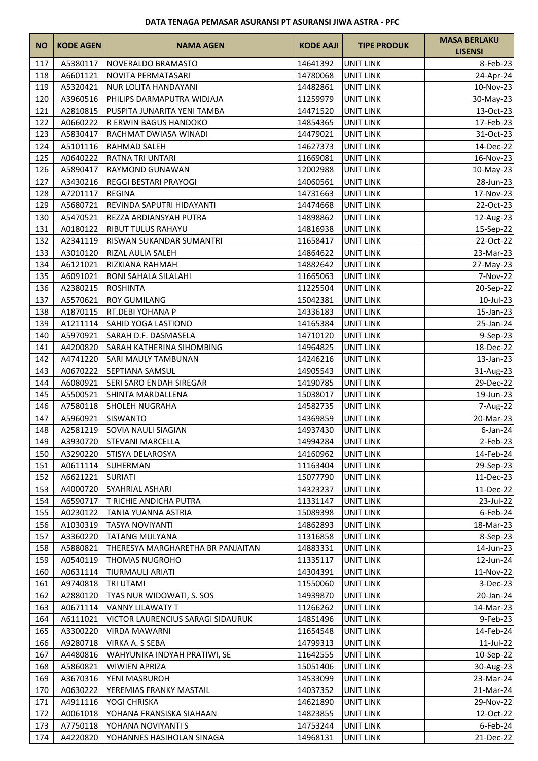**DATA TENAGA PEMASAR ASURANSI PT ASURANSI JIWA ASTRA - PFC**

| NO | KODE AGEN | NAMA AGEN | KODE AAJI | TIPE PRODUK | MASA BERLAKU LISENSI |
|---|---|---|---|---|---|
| 117 | A5380117 | NOVERALDO BRAMASTO | 14641392 | UNIT LINK | 8-Feb-23 |
| 118 | A6601121 | NOVITA PERMATASARI | 14780068 | UNIT LINK | 24-Apr-24 |
| 119 | A5320421 | NUR LOLITA HANDAYANI | 14482861 | UNIT LINK | 10-Nov-23 |
| 120 | A3960516 | PHILIPS DARMAPUTRA WIDJAJA | 11259979 | UNIT LINK | 30-May-23 |
| 121 | A2810815 | PUSPITA JUNARITA YENI TAMBA | 14471520 | UNIT LINK | 13-Oct-23 |
| 122 | A0660222 | R ERWIN BAGUS HANDOKO | 14854365 | UNIT LINK | 17-Feb-23 |
| 123 | A5830417 | RACHMAT DWIASA WINADI | 14479021 | UNIT LINK | 31-Oct-23 |
| 124 | A5101116 | RAHMAD SALEH | 14627373 | UNIT LINK | 14-Dec-22 |
| 125 | A0640222 | RATNA TRI UNTARI | 11669081 | UNIT LINK | 16-Nov-23 |
| 126 | A5890417 | RAYMOND GUNAWAN | 12002988 | UNIT LINK | 10-May-23 |
| 127 | A3430216 | REGGI BESTARI PRAYOGI | 14060561 | UNIT LINK | 28-Jun-23 |
| 128 | A7201117 | REGINA | 14731663 | UNIT LINK | 17-Nov-23 |
| 129 | A5680721 | REVINDA SAPUTRI HIDAYANTI | 14474668 | UNIT LINK | 22-Oct-23 |
| 130 | A5470521 | REZZA ARDIANSYAH PUTRA | 14898862 | UNIT LINK | 12-Aug-23 |
| 131 | A0180122 | RIBUT TULUS RAHAYU | 14816938 | UNIT LINK | 15-Sep-22 |
| 132 | A2341119 | RISWAN SUKANDAR SUMANTRI | 11658417 | UNIT LINK | 22-Oct-22 |
| 133 | A3010120 | RIZAL AULIA SALEH | 14864622 | UNIT LINK | 23-Mar-23 |
| 134 | A6121021 | RIZKIANA RAHMAH | 14882642 | UNIT LINK | 27-May-23 |
| 135 | A6091021 | RONI SAHALA SILALAHI | 11665063 | UNIT LINK | 7-Nov-22 |
| 136 | A2380215 | ROSHINTA | 11225504 | UNIT LINK | 20-Sep-22 |
| 137 | A5570621 | ROY GUMILANG | 15042381 | UNIT LINK | 10-Jul-23 |
| 138 | A1870115 | RT.DEBI YOHANA P | 14336183 | UNIT LINK | 15-Jan-23 |
| 139 | A1211114 | SAHID YOGA LASTIONO | 14165384 | UNIT LINK | 25-Jan-24 |
| 140 | A5970921 | SARAH D.F. DASMASELA | 14710120 | UNIT LINK | 9-Sep-23 |
| 141 | A4200820 | SARAH KATHERINA SIHOMBING | 14964825 | UNIT LINK | 18-Dec-22 |
| 142 | A4741220 | SARI MAULY TAMBUNAN | 14246216 | UNIT LINK | 13-Jan-23 |
| 143 | A0670222 | SEPTIANA SAMSUL | 14905543 | UNIT LINK | 31-Aug-23 |
| 144 | A6080921 | SERI SARO ENDAH SIREGAR | 14190785 | UNIT LINK | 29-Dec-22 |
| 145 | A5500521 | SHINTA MARDALLENA | 15038017 | UNIT LINK | 19-Jun-23 |
| 146 | A7580118 | SHOLEH NUGRAHA | 14582735 | UNIT LINK | 7-Aug-22 |
| 147 | A5960921 | SISWANTO | 14369859 | UNIT LINK | 20-Mar-23 |
| 148 | A2581219 | SOVIA NAULI SIAGIAN | 14937430 | UNIT LINK | 6-Jan-24 |
| 149 | A3930720 | STEVANI MARCELLA | 14994284 | UNIT LINK | 2-Feb-23 |
| 150 | A3290220 | STISYA DELAROSYA | 14160962 | UNIT LINK | 14-Feb-24 |
| 151 | A0611114 | SUHERMAN | 11163404 | UNIT LINK | 29-Sep-23 |
| 152 | A6621221 | SURIATI | 15077790 | UNIT LINK | 11-Dec-23 |
| 153 | A4000720 | SYAHRIAL ASHARI | 14323237 | UNIT LINK | 11-Dec-22 |
| 154 | A6590717 | T RICHIE ANDICHA PUTRA | 11331147 | UNIT LINK | 23-Jul-22 |
| 155 | A0230122 | TANIA YUANNA ASTRIA | 15089398 | UNIT LINK | 6-Feb-24 |
| 156 | A1030319 | TASYA NOVIYANTI | 14862893 | UNIT LINK | 18-Mar-23 |
| 157 | A3360220 | TATANG MULYANA | 11316858 | UNIT LINK | 8-Sep-23 |
| 158 | A5880821 | THERESYA MARGHARETHA BR PANJAITAN | 14883331 | UNIT LINK | 14-Jun-23 |
| 159 | A0540119 | THOMAS NUGROHO | 11335117 | UNIT LINK | 12-Jun-24 |
| 160 | A0631114 | TIURMAULI ARIATI | 14304391 | UNIT LINK | 11-Nov-22 |
| 161 | A9740818 | TRI UTAMI | 11550060 | UNIT LINK | 3-Dec-23 |
| 162 | A2880120 | TYAS NUR WIDOWATI, S. SOS | 14939870 | UNIT LINK | 20-Jan-24 |
| 163 | A0671114 | VANNY LILAWATY T | 11266262 | UNIT LINK | 14-Mar-23 |
| 164 | A6111021 | VICTOR LAURENCIUS SARAGI SIDAURUK | 14851496 | UNIT LINK | 9-Feb-23 |
| 165 | A3300220 | VIRDA MAWARNI | 11654548 | UNIT LINK | 14-Feb-24 |
| 166 | A9280718 | VIRKA A. S SEBA | 14799313 | UNIT LINK | 11-Jul-22 |
| 167 | A4480816 | WAHYUNIKA INDYAH PRATIWI, SE | 11642555 | UNIT LINK | 10-Sep-22 |
| 168 | A5860821 | WIWIEN APRIZA | 15051406 | UNIT LINK | 30-Aug-23 |
| 169 | A3670316 | YENI MASRUROH | 14533099 | UNIT LINK | 23-Mar-24 |
| 170 | A0630222 | YEREMIAS FRANKY MASTAIL | 14037352 | UNIT LINK | 21-Mar-24 |
| 171 | A4911116 | YOGI CHRISKA | 14621890 | UNIT LINK | 29-Nov-22 |
| 172 | A0061018 | YOHANA FRANSISKA SIAHAAN | 14823855 | UNIT LINK | 12-Oct-22 |
| 173 | A7750118 | YOHANA NOVIYANTI S | 14753244 | UNIT LINK | 6-Feb-24 |
| 174 | A4220820 | YOHANNES HASIHOLAN SINAGA | 14968131 | UNIT LINK | 21-Dec-22 |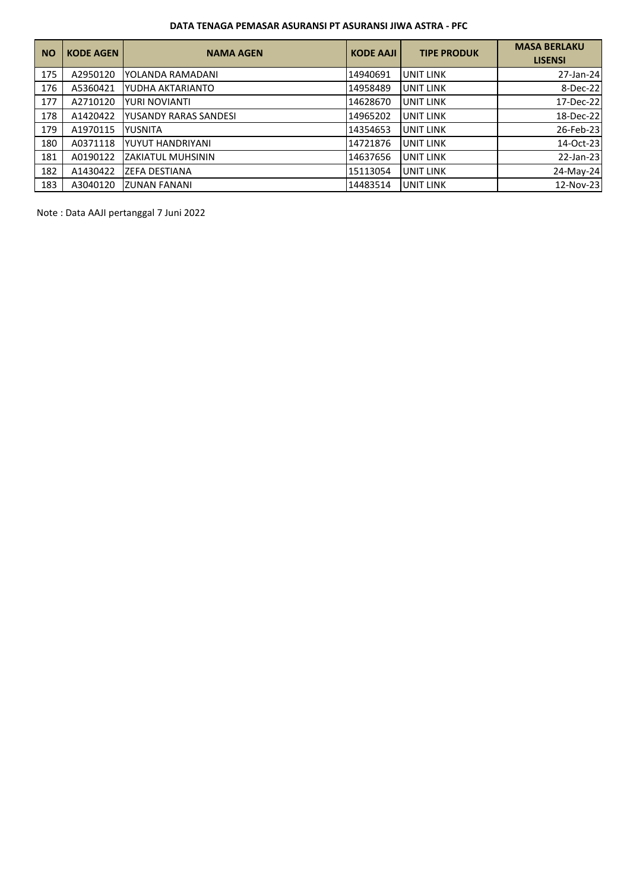**DATA TENAGA PEMASAR ASURANSI PT ASURANSI JIWA ASTRA - PFC**

| NO | KODE AGEN | NAMA AGEN | KODE AAJI | TIPE PRODUK | MASA BERLAKU LISENSI |
|---|---|---|---|---|---|
| 175 | A2950120 | YOLANDA RAMADANI | 14940691 | UNIT LINK | 27-Jan-24 |
| 176 | A5360421 | YUDHA AKTARIANTO | 14958489 | UNIT LINK | 8-Dec-22 |
| 177 | A2710120 | YURI NOVIANTI | 14628670 | UNIT LINK | 17-Dec-22 |
| 178 | A1420422 | YUSANDY RARAS SANDESI | 14965202 | UNIT LINK | 18-Dec-22 |
| 179 | A1970115 | YUSNITA | 14354653 | UNIT LINK | 26-Feb-23 |
| 180 | A0371118 | YUYUT HANDRIYANI | 14721876 | UNIT LINK | 14-Oct-23 |
| 181 | A0190122 | ZAKIATUL MUHSININ | 14637656 | UNIT LINK | 22-Jan-23 |
| 182 | A1430422 | ZEFA DESTIANA | 15113054 | UNIT LINK | 24-May-24 |
| 183 | A3040120 | ZUNAN FANANI | 14483514 | UNIT LINK | 12-Nov-23 |

Note : Data AAJI pertanggal 7 Juni 2022